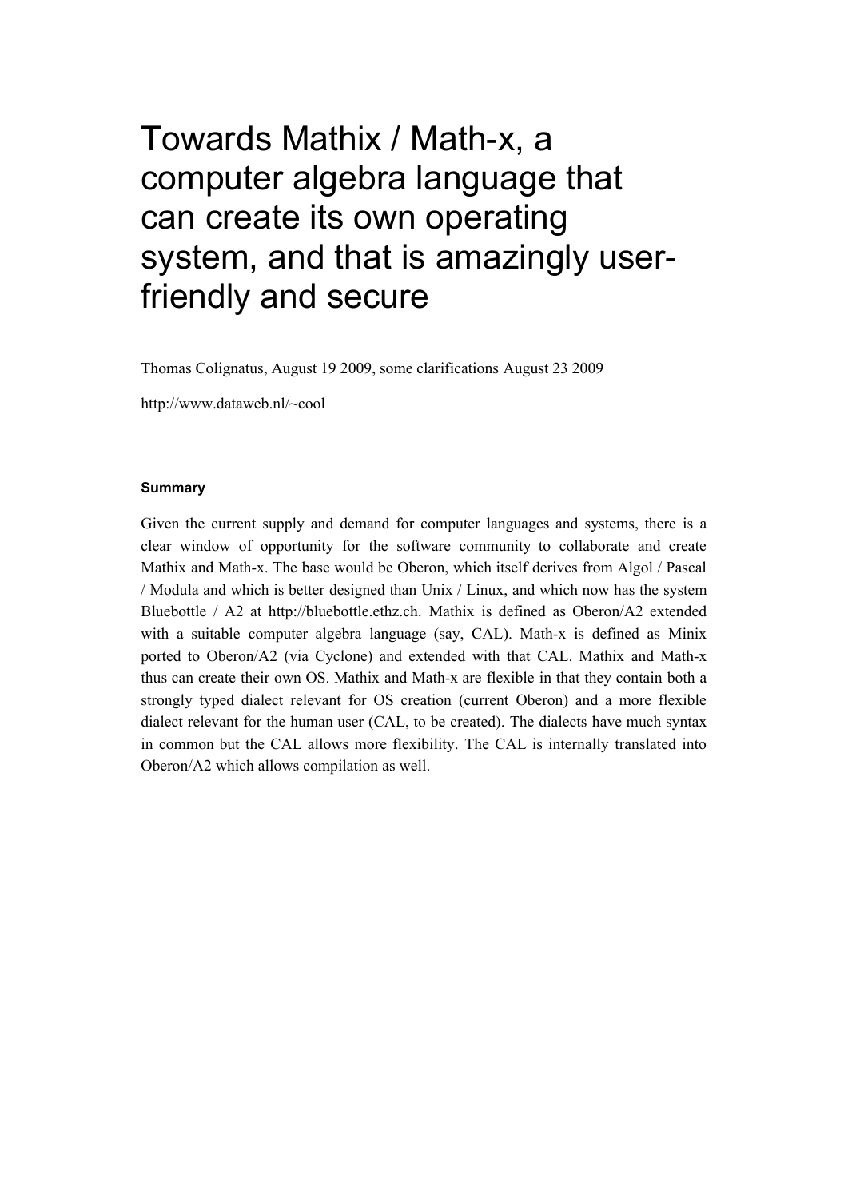# Towards Mathix / Math-x, a computer algebra language that can create its own operating system, and that is amazingly user-friendly and secure

Thomas Colignatus, August 19 2009, some clarifications August 23 2009

http://www.dataweb.nl/~cool

### Summary

Given the current supply and demand for computer languages and systems, there is a clear window of opportunity for the software community to collaborate and create Mathix and Math-x. The base would be Oberon, which itself derives from Algol / Pascal / Modula and which is better designed than Unix / Linux, and which now has the system Bluebottle / A2 at http://bluebottle.ethz.ch. Mathix is defined as Oberon/A2 extended with a suitable computer algebra language (say, CAL). Math-x is defined as Minix ported to Oberon/A2 (via Cyclone) and extended with that CAL. Mathix and Math-x thus can create their own OS. Mathix and Math-x are flexible in that they contain both a strongly typed dialect relevant for OS creation (current Oberon) and a more flexible dialect relevant for the human user (CAL, to be created). The dialects have much syntax in common but the CAL allows more flexibility. The CAL is internally translated into Oberon/A2 which allows compilation as well.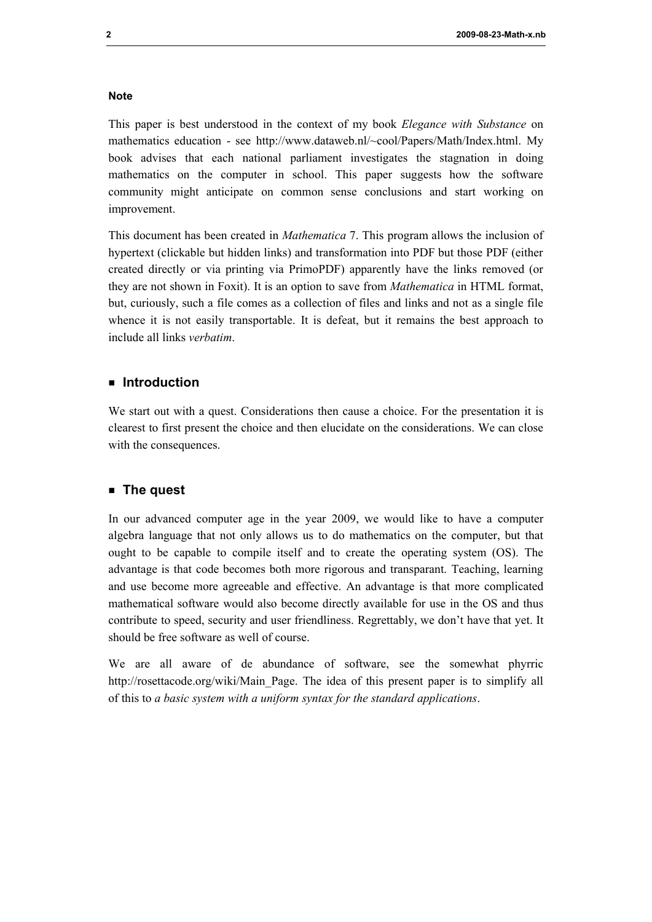**Note**

This paper is best understood in the context of my book *Elegance with Substance* on mathematics education - see http://www.dataweb.nl/~cool/Papers/Math/Index.html. My book advises that each national parliament investigates the stagnation in doing mathematics on the computer in school. This paper suggests how the software community might anticipate on common sense conclusions and start working on improvement.

This document has been created in *Mathematica* 7. This program allows the inclusion of hypertext (clickable but hidden links) and transformation into PDF but those PDF (either created directly or via printing via PrimoPDF) apparently have the links removed (or they are not shown in Foxit). It is an option to save from *Mathematica* in HTML format, but, curiously, such a file comes as a collection of files and links and not as a single file whence it is not easily transportable. It is defeat, but it remains the best approach to include all links *verbatim*.

## Introduction

We start out with a quest. Considerations then cause a choice. For the presentation it is clearest to first present the choice and then elucidate on the considerations. We can close with the consequences.

## The quest

In our advanced computer age in the year 2009, we would like to have a computer algebra language that not only allows us to do mathematics on the computer, but that ought to be capable to compile itself and to create the operating system (OS). The advantage is that code becomes both more rigorous and transparant. Teaching, learning and use become more agreeable and effective. An advantage is that more complicated mathematical software would also become directly available for use in the OS and thus contribute to speed, security and user friendliness. Regrettably, we don't have that yet. It should be free software as well of course.

We are all aware of de abundance of software, see the somewhat phyrric http://rosettacode.org/wiki/Main_Page. The idea of this present paper is to simplify all of this to *a basic system with a uniform syntax for the standard applications*.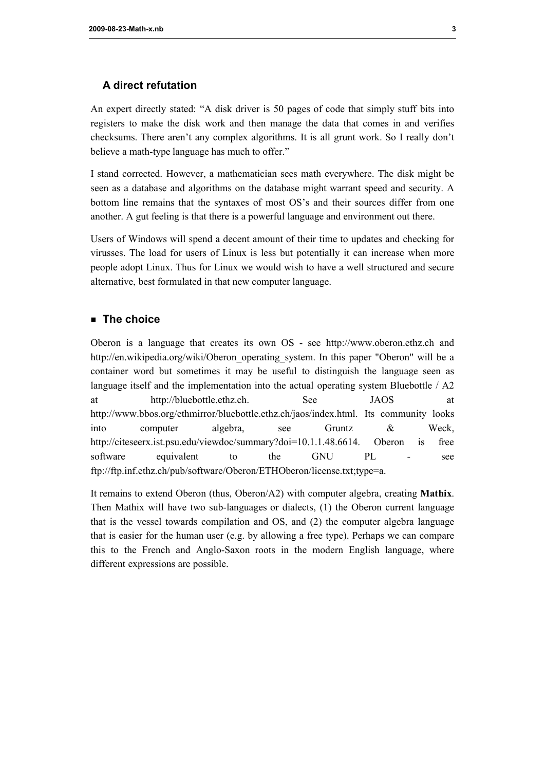### A direct refutation

An expert directly stated: “A disk driver is 50 pages of code that simply stuff bits into registers to make the disk work and then manage the data that comes in and verifies checksums. There aren’t any complex algorithms. It is all grunt work. So I really don’t believe a math-type language has much to offer.”

I stand corrected. However, a mathematician sees math everywhere. The disk might be seen as a database and algorithms on the database might warrant speed and security. A bottom line remains that the syntaxes of most OS’s and their sources differ from one another. A gut feeling is that there is a powerful language and environment out there.

Users of Windows will spend a decent amount of their time to updates and checking for virusses. The load for users of Linux is less but potentially it can increase when more people adopt Linux. Thus for Linux we would wish to have a well structured and secure alternative, best formulated in that new computer language.

### ■ The choice

Oberon is a language that creates its own OS - see http://www.oberon.ethz.ch and http://en.wikipedia.org/wiki/Oberon_operating_system. In this paper "Oberon" will be a container word but sometimes it may be useful to distinguish the language seen as language itself and the implementation into the actual operating system Bluebottle / A2 at http://bluebottle.ethz.ch. See JAOS at http://www.bbos.org/ethmirror/bluebottle.ethz.ch/jaos/index.html. Its community looks into computer algebra, see Gruntz & Weck, http://citeseerx.ist.psu.edu/viewdoc/summary?doi=10.1.1.48.6614. Oberon is free software equivalent to the GNU PL - see ftp://ftp.inf.ethz.ch/pub/software/Oberon/ETHOberon/license.txt;type=a.

It remains to extend Oberon (thus, Oberon/A2) with computer algebra, creating **Mathix**. Then Mathix will have two sub-languages or dialects, (1) the Oberon current language that is the vessel towards compilation and OS, and (2) the computer algebra language that is easier for the human user (e.g. by allowing a free type). Perhaps we can compare this to the French and Anglo-Saxon roots in the modern English language, where different expressions are possible.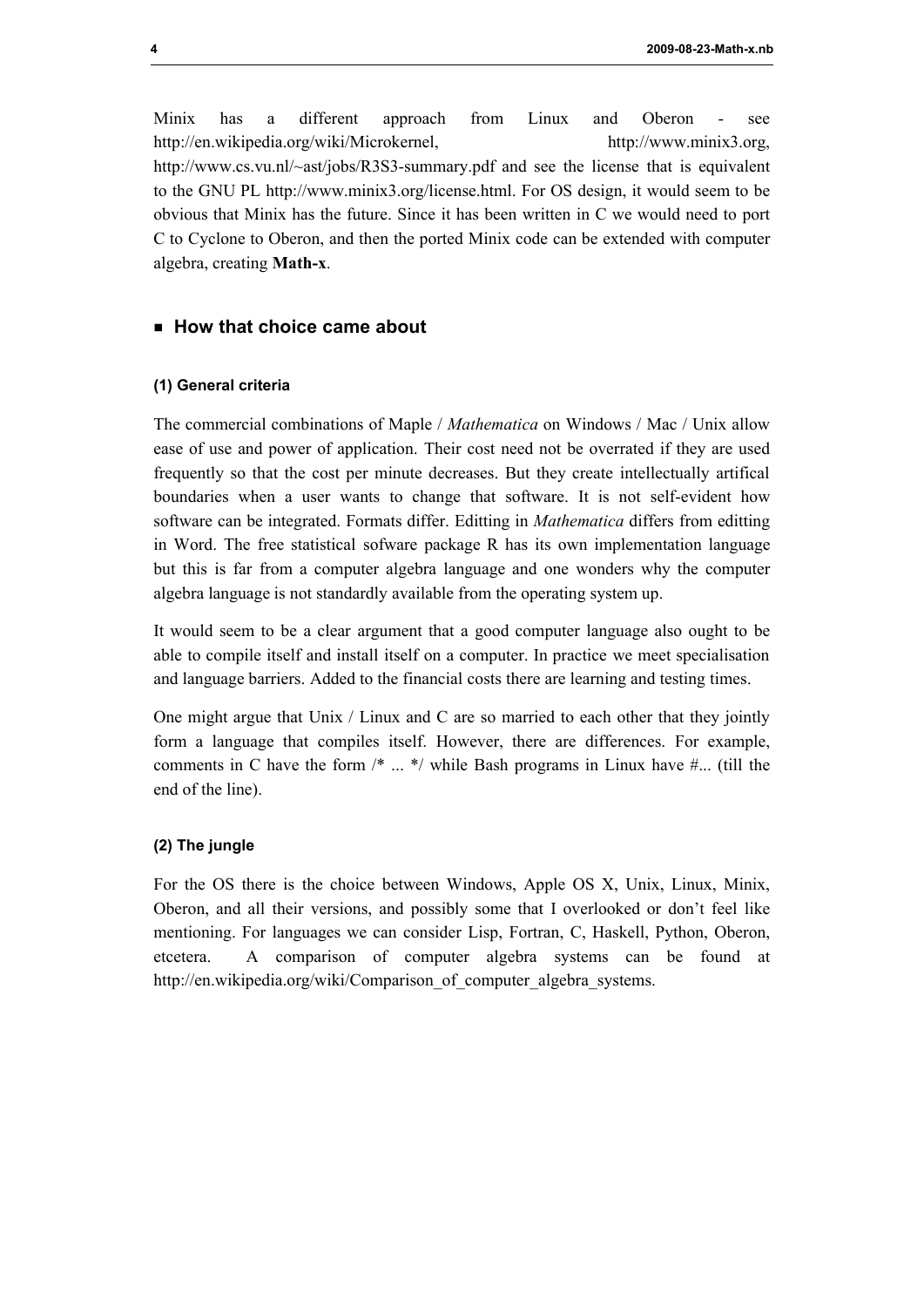Minix has a different approach from Linux and Oberon - see http://en.wikipedia.org/wiki/Microkernel, http://www.minix3.org, http://www.cs.vu.nl/~ast/jobs/R3S3-summary.pdf and see the license that is equivalent to the GNU PL http://www.minix3.org/license.html. For OS design, it would seem to be obvious that Minix has the future. Since it has been written in C we would need to port C to Cyclone to Oberon, and then the ported Minix code can be extended with computer algebra, creating **Math-x**.

## ■ How that choice came about

#### (1) General criteria

The commercial combinations of Maple / *Mathematica* on Windows / Mac / Unix allow ease of use and power of application. Their cost need not be overrated if they are used frequently so that the cost per minute decreases. But they create intellectually artifical boundaries when a user wants to change that software. It is not self-evident how software can be integrated. Formats differ. Editting in *Mathematica* differs from editting in Word. The free statistical sofware package R has its own implementation language but this is far from a computer algebra language and one wonders why the computer algebra language is not standardly available from the operating system up.

It would seem to be a clear argument that a good computer language also ought to be able to compile itself and install itself on a computer. In practice we meet specialisation and language barriers. Added to the financial costs there are learning and testing times.

One might argue that Unix / Linux and C are so married to each other that they jointly form a language that compiles itself. However, there are differences. For example, comments in C have the form /* ... */ while Bash programs in Linux have #... (till the end of the line).

#### (2) The jungle

For the OS there is the choice between Windows, Apple OS X, Unix, Linux, Minix, Oberon, and all their versions, and possibly some that I overlooked or don't feel like mentioning. For languages we can consider Lisp, Fortran, C, Haskell, Python, Oberon, etcetera. A comparison of computer algebra systems can be found at http://en.wikipedia.org/wiki/Comparison_of_computer_algebra_systems.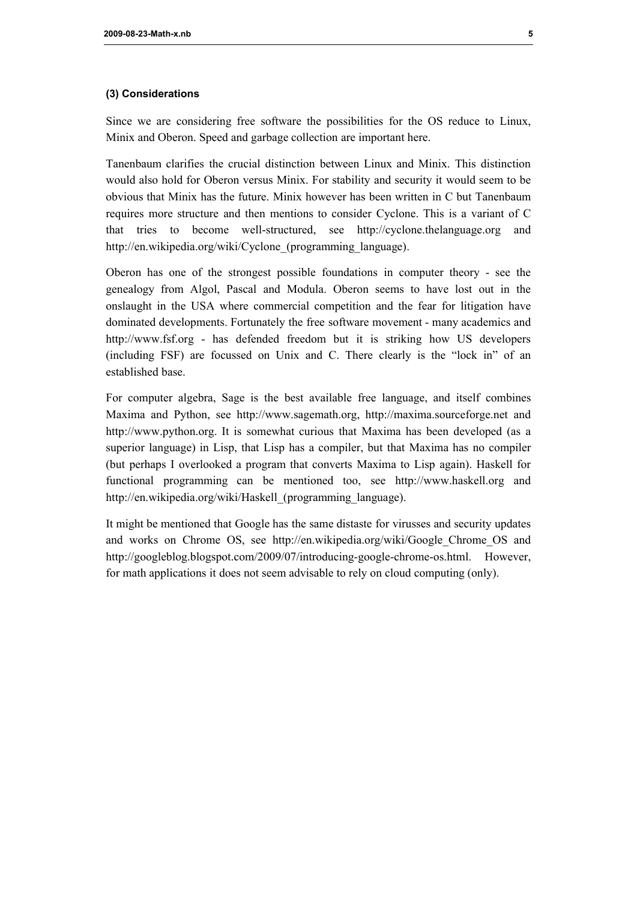### (3) Considerations

Since we are considering free software the possibilities for the OS reduce to Linux, Minix and Oberon. Speed and garbage collection are important here.

Tanenbaum clarifies the crucial distinction between Linux and Minix. This distinction would also hold for Oberon versus Minix. For stability and security it would seem to be obvious that Minix has the future. Minix however has been written in C but Tanenbaum requires more structure and then mentions to consider Cyclone. This is a variant of C that tries to become well-structured, see http://cyclone.thelanguage.org and http://en.wikipedia.org/wiki/Cyclone_(programming_language).

Oberon has one of the strongest possible foundations in computer theory - see the genealogy from Algol, Pascal and Modula. Oberon seems to have lost out in the onslaught in the USA where commercial competition and the fear for litigation have dominated developments. Fortunately the free software movement - many academics and http://www.fsf.org - has defended freedom but it is striking how US developers (including FSF) are focussed on Unix and C. There clearly is the “lock in” of an established base.

For computer algebra, Sage is the best available free language, and itself combines Maxima and Python, see http://www.sagemath.org, http://maxima.sourceforge.net and http://www.python.org. It is somewhat curious that Maxima has been developed (as a superior language) in Lisp, that Lisp has a compiler, but that Maxima has no compiler (but perhaps I overlooked a program that converts Maxima to Lisp again). Haskell for functional programming can be mentioned too, see http://www.haskell.org and http://en.wikipedia.org/wiki/Haskell_(programming_language).

It might be mentioned that Google has the same distaste for virusses and security updates and works on Chrome OS, see http://en.wikipedia.org/wiki/Google_Chrome_OS and http://googleblog.blogspot.com/2009/07/introducing-google-chrome-os.html. However, for math applications it does not seem advisable to rely on cloud computing (only).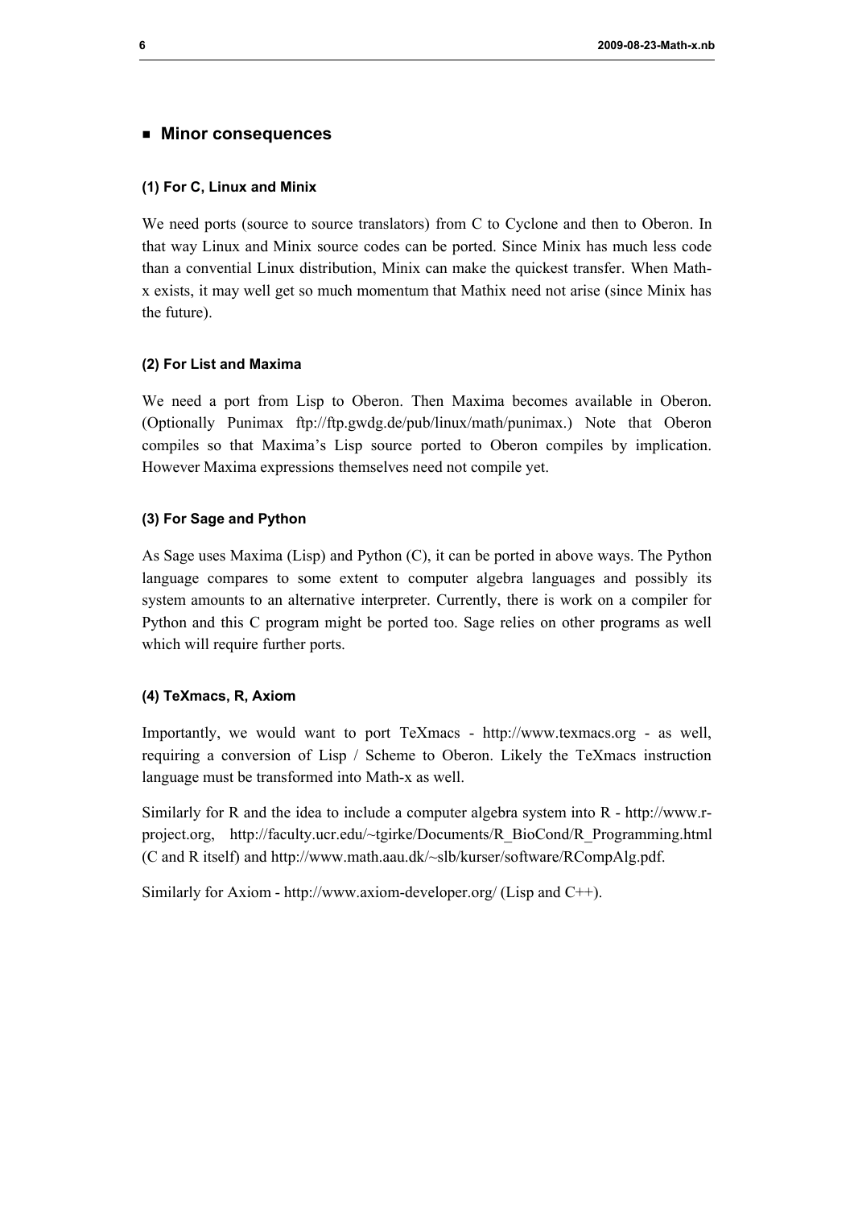## Minor consequences

#### (1) For C, Linux and Minix

We need ports (source to source translators) from C to Cyclone and then to Oberon. In that way Linux and Minix source codes can be ported. Since Minix has much less code than a convential Linux distribution, Minix can make the quickest transfer. When Math-x exists, it may well get so much momentum that Mathix need not arise (since Minix has the future).

#### (2) For List and Maxima

We need a port from Lisp to Oberon. Then Maxima becomes available in Oberon. (Optionally Punimax ftp://ftp.gwdg.de/pub/linux/math/punimax.) Note that Oberon compiles so that Maxima's Lisp source ported to Oberon compiles by implication. However Maxima expressions themselves need not compile yet.

#### (3) For Sage and Python

As Sage uses Maxima (Lisp) and Python (C), it can be ported in above ways. The Python language compares to some extent to computer algebra languages and possibly its system amounts to an alternative interpreter. Currently, there is work on a compiler for Python and this C program might be ported too. Sage relies on other programs as well which will require further ports.

#### (4) TeXmacs, R, Axiom

Importantly, we would want to port TeXmacs - http://www.texmacs.org - as well, requiring a conversion of Lisp / Scheme to Oberon. Likely the TeXmacs instruction language must be transformed into Math-x as well.

Similarly for R and the idea to include a computer algebra system into R - http://www.r-project.org, http://faculty.ucr.edu/~tgirke/Documents/R_BioCond/R_Programming.html (C and R itself) and http://www.math.aau.dk/~slb/kurser/software/RCompAlg.pdf.

Similarly for Axiom - http://www.axiom-developer.org/ (Lisp and C++).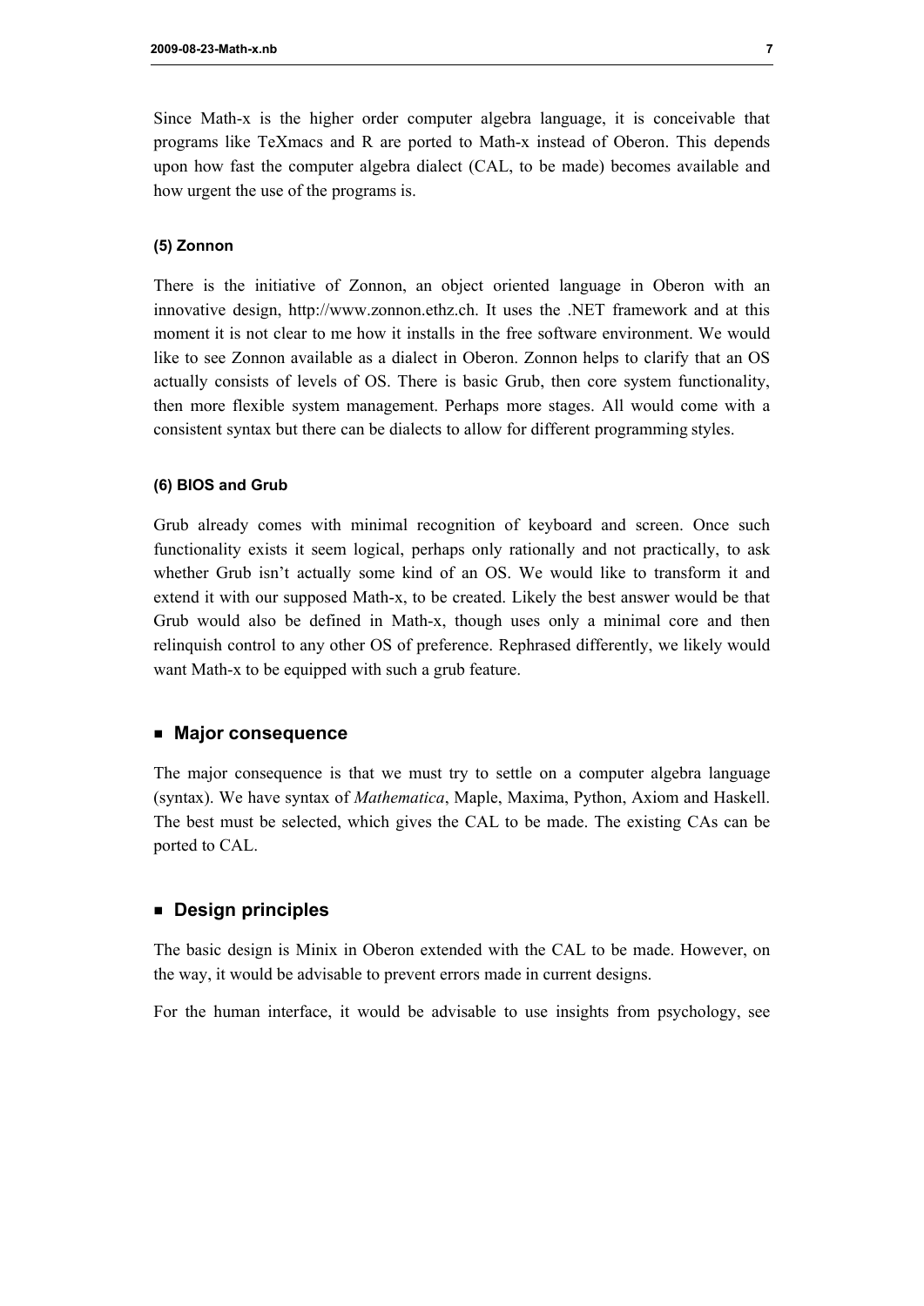Since Math-x is the higher order computer algebra language, it is conceivable that programs like TeXmacs and R are ported to Math-x instead of Oberon. This depends upon how fast the computer algebra dialect (CAL, to be made) becomes available and how urgent the use of the programs is.

#### (5) Zonnon

There is the initiative of Zonnon, an object oriented language in Oberon with an innovative design, http://www.zonnon.ethz.ch. It uses the .NET framework and at this moment it is not clear to me how it installs in the free software environment. We would like to see Zonnon available as a dialect in Oberon. Zonnon helps to clarify that an OS actually consists of levels of OS. There is basic Grub, then core system functionality, then more flexible system management. Perhaps more stages. All would come with a consistent syntax but there can be dialects to allow for different programming styles.

#### (6) BIOS and Grub

Grub already comes with minimal recognition of keyboard and screen. Once such functionality exists it seem logical, perhaps only rationally and not practically, to ask whether Grub isn't actually some kind of an OS. We would like to transform it and extend it with our supposed Math-x, to be created. Likely the best answer would be that Grub would also be defined in Math-x, though uses only a minimal core and then relinquish control to any other OS of preference. Rephrased differently, we likely would want Math-x to be equipped with such a grub feature.

## ■ Major consequence

The major consequence is that we must try to settle on a computer algebra language (syntax). We have syntax of *Mathematica*, Maple, Maxima, Python, Axiom and Haskell. The best must be selected, which gives the CAL to be made. The existing CAs can be ported to CAL.

## ■ Design principles

The basic design is Minix in Oberon extended with the CAL to be made. However, on the way, it would be advisable to prevent errors made in current designs.

For the human interface, it would be advisable to use insights from psychology, see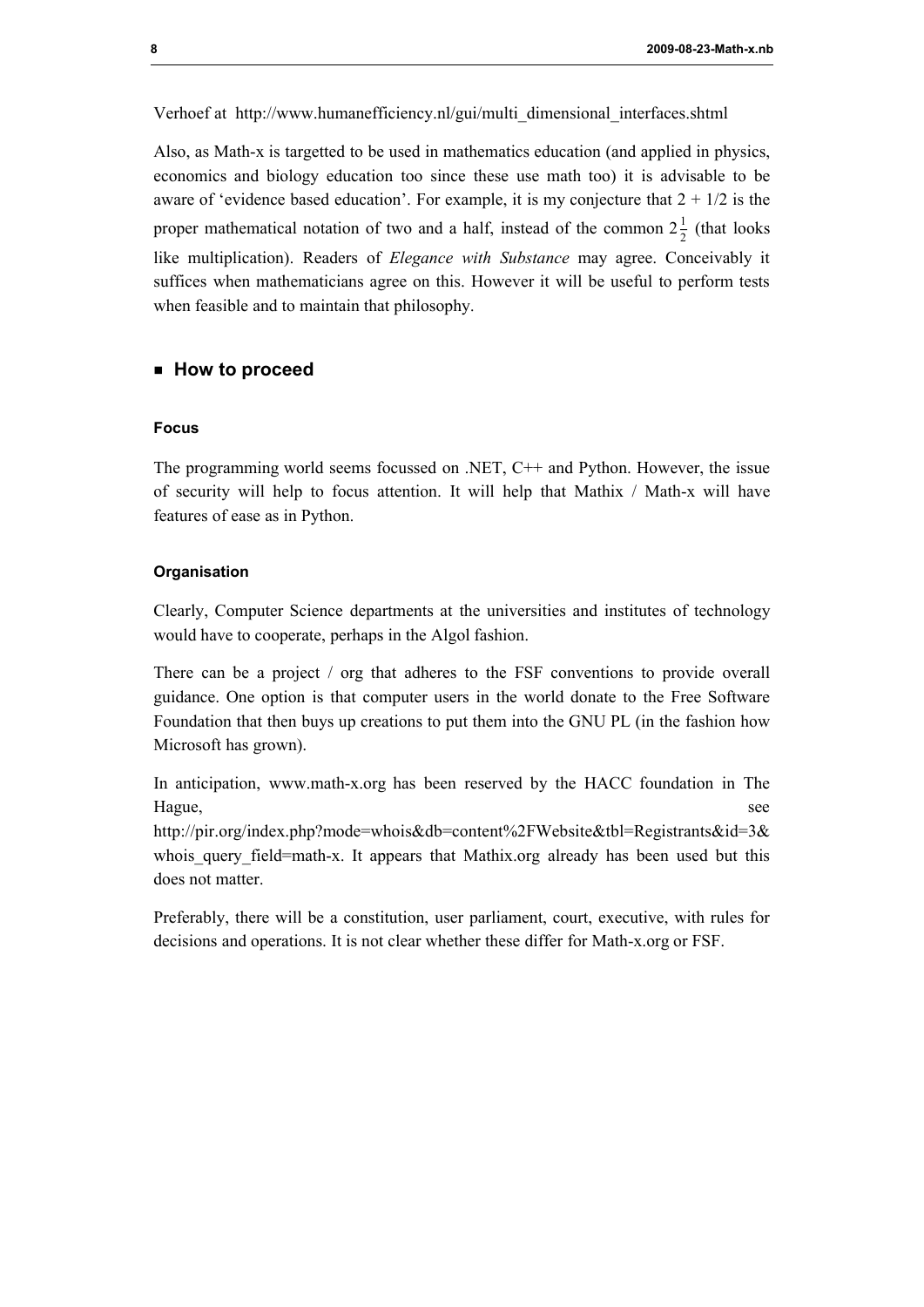Verhoef at http://www.humanefficiency.nl/gui/multi_dimensional_interfaces.shtml

Also, as Math-x is targetted to be used in mathematics education (and applied in physics, economics and biology education too since these use math too) it is advisable to be aware of 'evidence based education'. For example, it is my conjecture that 2 + 1/2 is the proper mathematical notation of two and a half, instead of the common $2\frac{1}{2}$ (that looks like multiplication). Readers of *Elegance with Substance* may agree. Conceivably it suffices when mathematicians agree on this. However it will be useful to perform tests when feasible and to maintain that philosophy.

## How to proceed

### Focus

The programming world seems focussed on .NET, C++ and Python. However, the issue of security will help to focus attention. It will help that Mathix / Math-x will have features of ease as in Python.

### Organisation

Clearly, Computer Science departments at the universities and institutes of technology would have to cooperate, perhaps in the Algol fashion.

There can be a project / org that adheres to the FSF conventions to provide overall guidance. One option is that computer users in the world donate to the Free Software Foundation that then buys up creations to put them into the GNU PL (in the fashion how Microsoft has grown).

In anticipation, www.math-x.org has been reserved by the HACC foundation in The Hague, see http://pir.org/index.php?mode=whois&db=content%2FWebsite&tbl=Registrants&id=3&whois_query_field=math-x. It appears that Mathix.org already has been used but this does not matter.

Preferably, there will be a constitution, user parliament, court, executive, with rules for decisions and operations. It is not clear whether these differ for Math-x.org or FSF.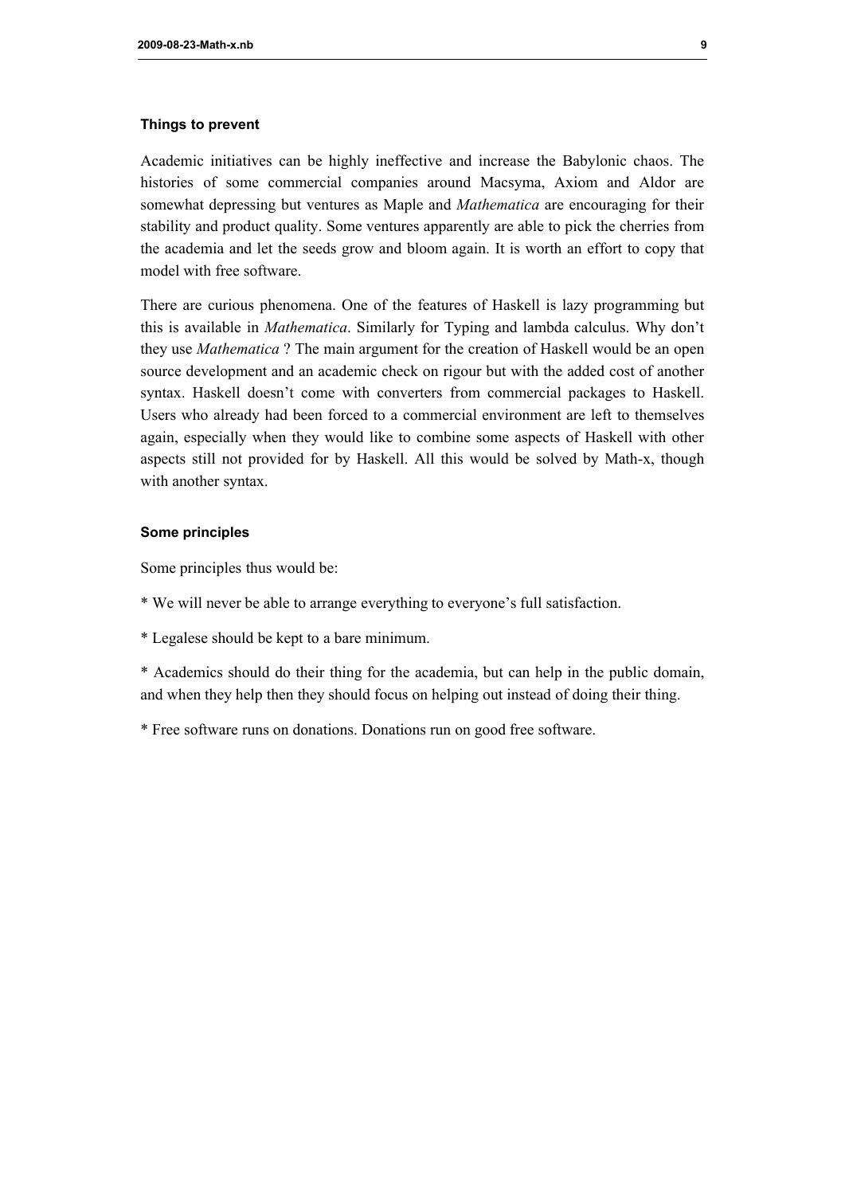### Things to prevent

Academic initiatives can be highly ineffective and increase the Babylonic chaos. The histories of some commercial companies around Macsyma, Axiom and Aldor are somewhat depressing but ventures as Maple and *Mathematica* are encouraging for their stability and product quality. Some ventures apparently are able to pick the cherries from the academia and let the seeds grow and bloom again. It is worth an effort to copy that model with free software.

There are curious phenomena. One of the features of Haskell is lazy programming but this is available in *Mathematica*. Similarly for Typing and lambda calculus. Why don't they use *Mathematica* ? The main argument for the creation of Haskell would be an open source development and an academic check on rigour but with the added cost of another syntax. Haskell doesn't come with converters from commercial packages to Haskell. Users who already had been forced to a commercial environment are left to themselves again, especially when they would like to combine some aspects of Haskell with other aspects still not provided for by Haskell. All this would be solved by Math-x, though with another syntax.

### Some principles

Some principles thus would be:

* We will never be able to arrange everything to everyone's full satisfaction.

* Legalese should be kept to a bare minimum.

* Academics should do their thing for the academia, but can help in the public domain, and when they help then they should focus on helping out instead of doing their thing.

* Free software runs on donations. Donations run on good free software.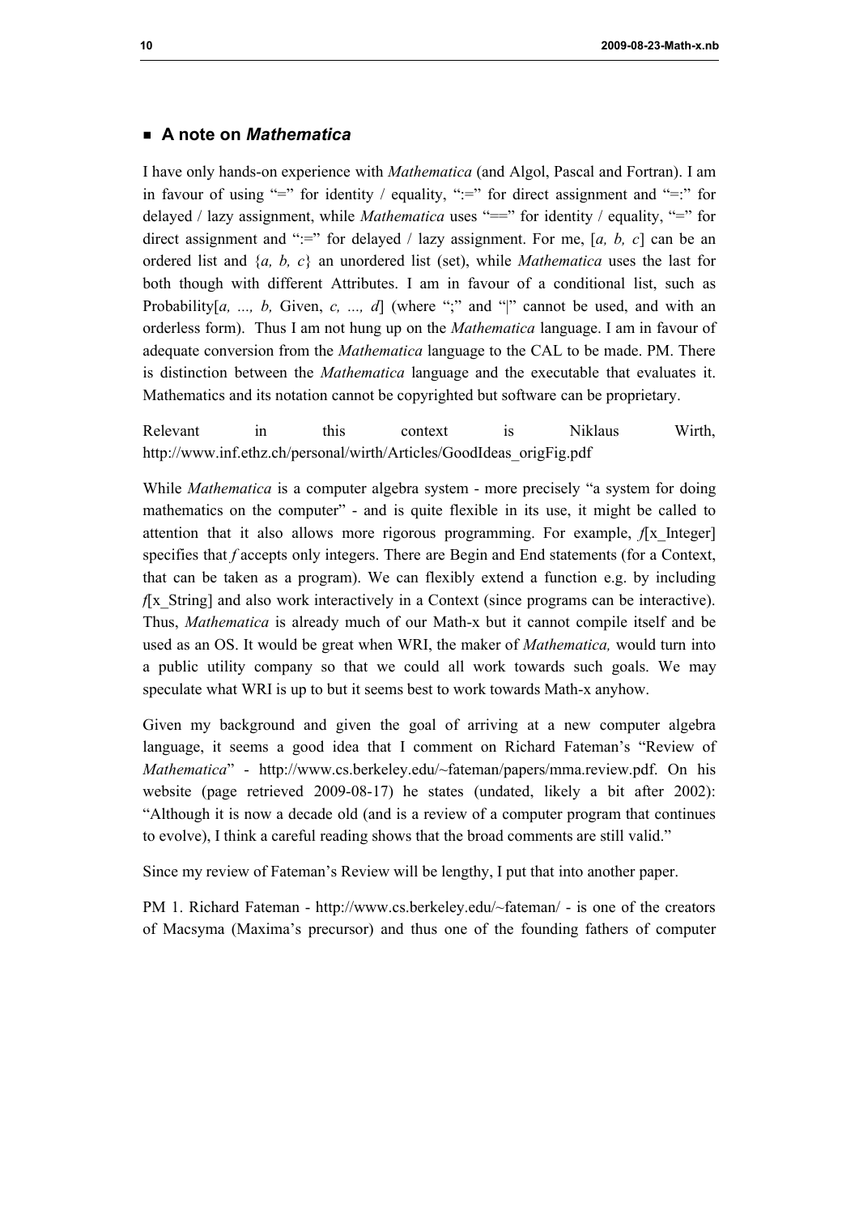## ■ A note on *Mathematica*

I have only hands-on experience with *Mathematica* (and Algol, Pascal and Fortran). I am in favour of using "=" for identity / equality, ":=" for direct assignment and "=:" for delayed / lazy assignment, while *Mathematica* uses "==" for identity / equality, "=" for direct assignment and ":=" for delayed / lazy assignment. For me, [*a, b, c*] can be an ordered list and {*a, b, c*} an unordered list (set), while *Mathematica* uses the last for both though with different Attributes. I am in favour of a conditional list, such as Probability[*a, ..., b,* Given, *c, ..., d*] (where ";" and "|" cannot be used, and with an orderless form). Thus I am not hung up on the *Mathematica* language. I am in favour of adequate conversion from the *Mathematica* language to the CAL to be made. PM. There is distinction between the *Mathematica* language and the executable that evaluates it. Mathematics and its notation cannot be copyrighted but software can be proprietary.

Relevant in this context is Niklaus Wirth, http://www.inf.ethz.ch/personal/wirth/Articles/GoodIdeas_origFig.pdf

While *Mathematica* is a computer algebra system - more precisely "a system for doing mathematics on the computer" - and is quite flexible in its use, it might be called to attention that it also allows more rigorous programming. For example, *f*[x_Integer] specifies that *f* accepts only integers. There are Begin and End statements (for a Context, that can be taken as a program). We can flexibly extend a function e.g. by including *f*[x_String] and also work interactively in a Context (since programs can be interactive). Thus, *Mathematica* is already much of our Math-x but it cannot compile itself and be used as an OS. It would be great when WRI, the maker of *Mathematica,* would turn into a public utility company so that we could all work towards such goals. We may speculate what WRI is up to but it seems best to work towards Math-x anyhow.

Given my background and given the goal of arriving at a new computer algebra language, it seems a good idea that I comment on Richard Fateman's "Review of *Mathematica*" - http://www.cs.berkeley.edu/~fateman/papers/mma.review.pdf. On his website (page retrieved 2009-08-17) he states (undated, likely a bit after 2002): "Although it is now a decade old (and is a review of a computer program that continues to evolve), I think a careful reading shows that the broad comments are still valid."

Since my review of Fateman's Review will be lengthy, I put that into another paper.

PM 1. Richard Fateman - http://www.cs.berkeley.edu/~fateman/ - is one of the creators of Macsyma (Maxima's precursor) and thus one of the founding fathers of computer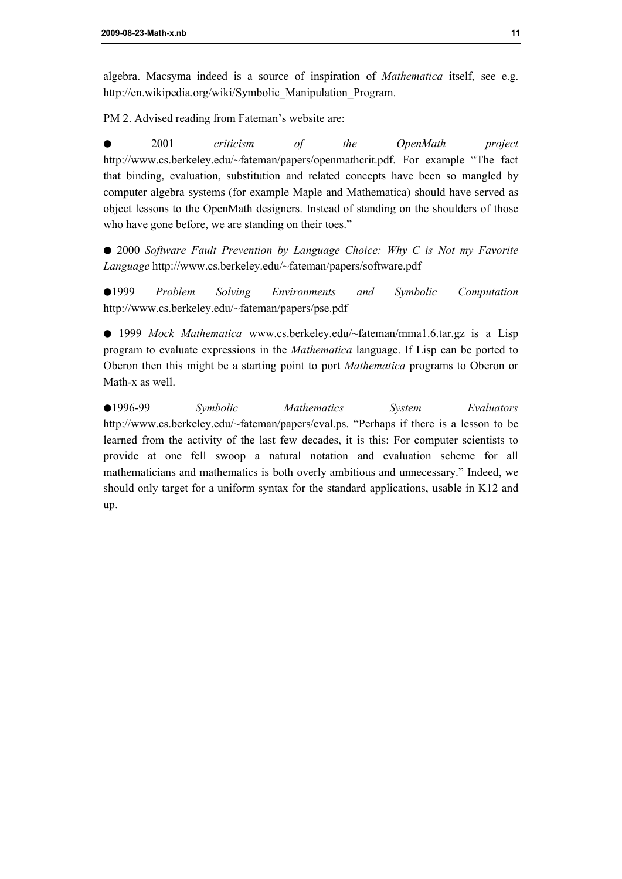algebra. Macsyma indeed is a source of inspiration of *Mathematica* itself, see e.g. http://en.wikipedia.org/wiki/Symbolic_Manipulation_Program.

PM 2. Advised reading from Fateman's website are:

- 2001 *criticism of the OpenMath project* http://www.cs.berkeley.edu/~fateman/papers/openmathcrit.pdf. For example "The fact that binding, evaluation, substitution and related concepts have been so mangled by computer algebra systems (for example Maple and Mathematica) should have served as object lessons to the OpenMath designers. Instead of standing on the shoulders of those who have gone before, we are standing on their toes."

- 2000 *Software Fault Prevention by Language Choice: Why C is Not my Favorite Language* http://www.cs.berkeley.edu/~fateman/papers/software.pdf

- 1999 *Problem Solving Environments and Symbolic Computation* http://www.cs.berkeley.edu/~fateman/papers/pse.pdf

- 1999 *Mock Mathematica* www.cs.berkeley.edu/~fateman/mma1.6.tar.gz is a Lisp program to evaluate expressions in the *Mathematica* language. If Lisp can be ported to Oberon then this might be a starting point to port *Mathematica* programs to Oberon or Math-x as well.

- 1996-99 *Symbolic Mathematics System Evaluators* http://www.cs.berkeley.edu/~fateman/papers/eval.ps. "Perhaps if there is a lesson to be learned from the activity of the last few decades, it is this: For computer scientists to provide at one fell swoop a natural notation and evaluation scheme for all mathematicians and mathematics is both overly ambitious and unnecessary." Indeed, we should only target for a uniform syntax for the standard applications, usable in K12 and up.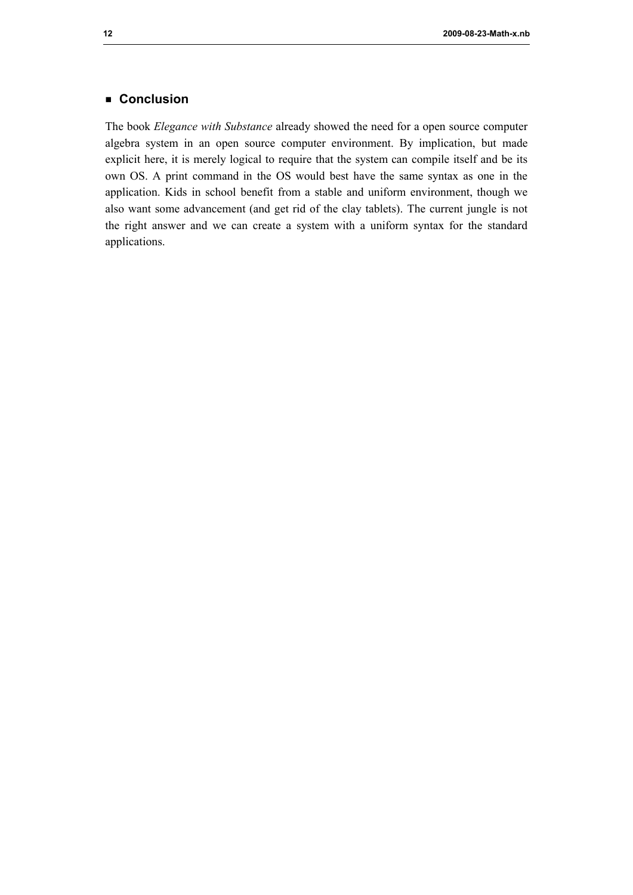## ■ Conclusion

The book *Elegance with Substance* already showed the need for a open source computer algebra system in an open source computer environment. By implication, but made explicit here, it is merely logical to require that the system can compile itself and be its own OS. A print command in the OS would best have the same syntax as one in the application. Kids in school benefit from a stable and uniform environment, though we also want some advancement (and get rid of the clay tablets). The current jungle is not the right answer and we can create a system with a uniform syntax for the standard applications.